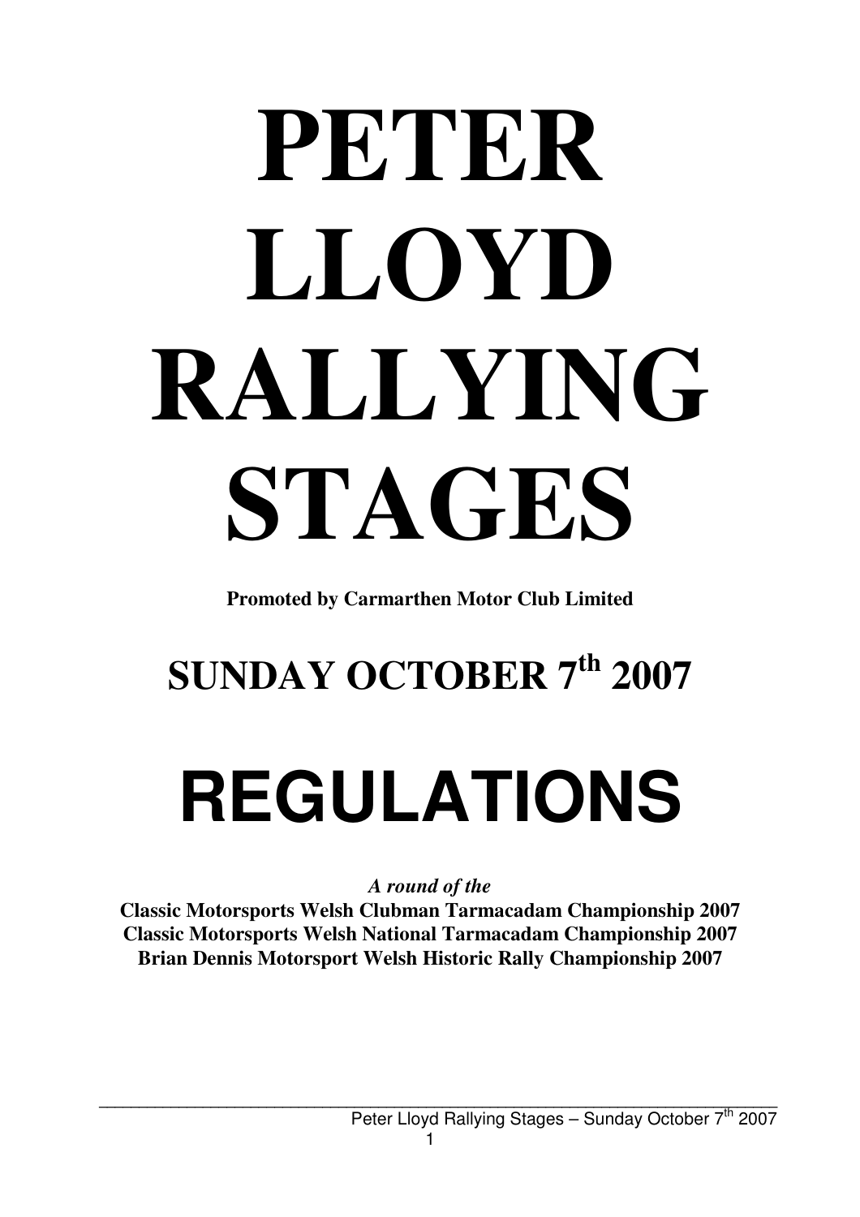# PETER LLOYD RALLYING STAGES

**Promoted by Carmarthen Motor Club Limited**

## SUNDAY OCTOBER 7th 2007

# REGULATIONS

*A round of the*

**Classic Motorsports Welsh Clubman Tarmacadam Championship 2007**
**Classic Motorsports Welsh National Tarmacadam Championship 2007**
**Brian Dennis Motorsport Welsh Historic Rally Championship 2007**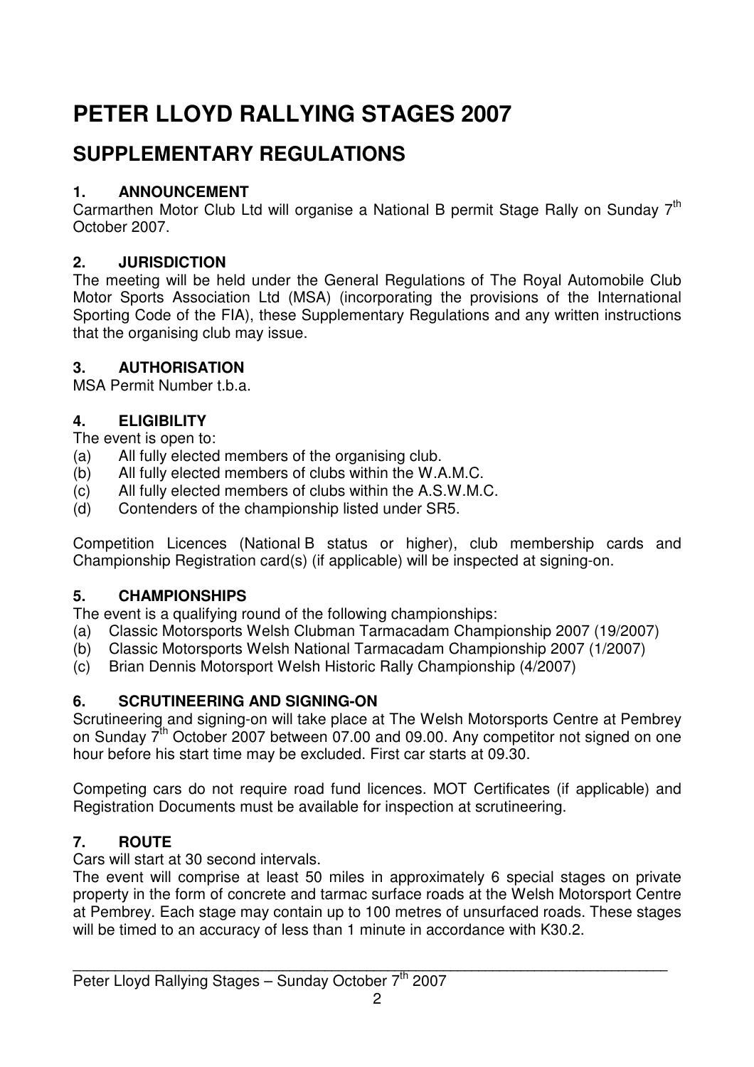# PETER LLOYD RALLYING STAGES 2007

## SUPPLEMENTARY REGULATIONS

### 1. ANNOUNCEMENT

Carmarthen Motor Club Ltd will organise a National B permit Stage Rally on Sunday 7th October 2007.

### 2. JURISDICTION

The meeting will be held under the General Regulations of The Royal Automobile Club Motor Sports Association Ltd (MSA) (incorporating the provisions of the International Sporting Code of the FIA), these Supplementary Regulations and any written instructions that the organising club may issue.

### 3. AUTHORISATION

MSA Permit Number t.b.a.

### 4. ELIGIBILITY

The event is open to:

(a) All fully elected members of the organising club.
(b) All fully elected members of clubs within the W.A.M.C.
(c) All fully elected members of clubs within the A.S.W.M.C.
(d) Contenders of the championship listed under SR5.

Competition Licences (National B status or higher), club membership cards and Championship Registration card(s) (if applicable) will be inspected at signing-on.

### 5. CHAMPIONSHIPS

The event is a qualifying round of the following championships:

(a) Classic Motorsports Welsh Clubman Tarmacadam Championship 2007 (19/2007)
(b) Classic Motorsports Welsh National Tarmacadam Championship 2007 (1/2007)
(c) Brian Dennis Motorsport Welsh Historic Rally Championship (4/2007)

### 6. SCRUTINEERING AND SIGNING-ON

Scrutineering and signing-on will take place at The Welsh Motorsports Centre at Pembrey on Sunday 7th October 2007 between 07.00 and 09.00. Any competitor not signed on one hour before his start time may be excluded. First car starts at 09.30.

Competing cars do not require road fund licences. MOT Certificates (if applicable) and Registration Documents must be available for inspection at scrutineering.

### 7. ROUTE

Cars will start at 30 second intervals.

The event will comprise at least 50 miles in approximately 6 special stages on private property in the form of concrete and tarmac surface roads at the Welsh Motorsport Centre at Pembrey. Each stage may contain up to 100 metres of unsurfaced roads. These stages will be timed to an accuracy of less than 1 minute in accordance with K30.2.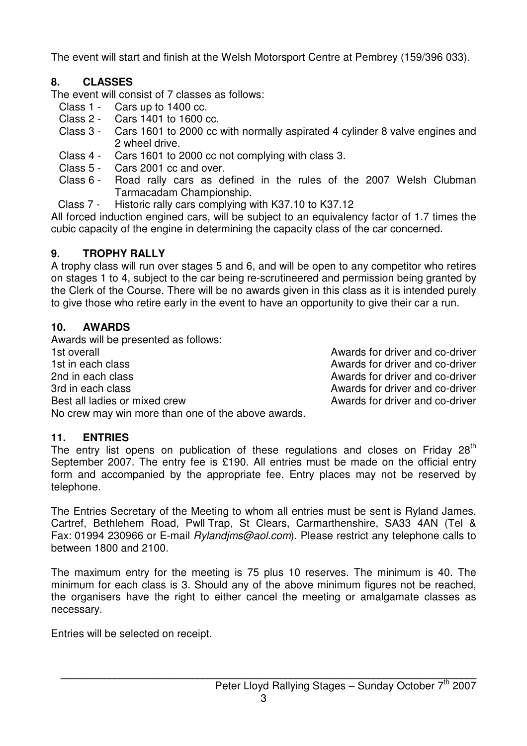The event will start and finish at the Welsh Motorsport Centre at Pembrey (159/396 033).

## 8. CLASSES

The event will consist of 7 classes as follows:

- Class 1 - Cars up to 1400 cc.
- Class 2 - Cars 1401 to 1600 cc.
- Class 3 - Cars 1601 to 2000 cc with normally aspirated 4 cylinder 8 valve engines and 2 wheel drive.
- Class 4 - Cars 1601 to 2000 cc not complying with class 3.
- Class 5 - Cars 2001 cc and over.
- Class 6 - Road rally cars as defined in the rules of the 2007 Welsh Clubman Tarmacadam Championship.
- Class 7 - Historic rally cars complying with K37.10 to K37.12

All forced induction engined cars, will be subject to an equivalency factor of 1.7 times the cubic capacity of the engine in determining the capacity class of the car concerned.

## 9. TROPHY RALLY

A trophy class will run over stages 5 and 6, and will be open to any competitor who retires on stages 1 to 4, subject to the car being re-scrutineered and permission being granted by the Clerk of the Course. There will be no awards given in this class as it is intended purely to give those who retire early in the event to have an opportunity to give their car a run.

## 10. AWARDS

Awards will be presented as follows:

| | |
|---|---|
| 1st overall | Awards for driver and co-driver |
| 1st in each class | Awards for driver and co-driver |
| 2nd in each class | Awards for driver and co-driver |
| 3rd in each class | Awards for driver and co-driver |
| Best all ladies or mixed crew | Awards for driver and co-driver |

No crew may win more than one of the above awards.

## 11. ENTRIES

The entry list opens on publication of these regulations and closes on Friday 28th September 2007. The entry fee is £190. All entries must be made on the official entry form and accompanied by the appropriate fee. Entry places may not be reserved by telephone.

The Entries Secretary of the Meeting to whom all entries must be sent is Ryland James, Cartref, Bethlehem Road, Pwll Trap, St Clears, Carmarthenshire, SA33 4AN (Tel & Fax: 01994 230966 or E-mail *Rylandjms@aol.com*). Please restrict any telephone calls to between 1800 and 2100.

The maximum entry for the meeting is 75 plus 10 reserves. The minimum is 40. The minimum for each class is 3. Should any of the above minimum figures not be reached, the organisers have the right to either cancel the meeting or amalgamate classes as necessary.

Entries will be selected on receipt.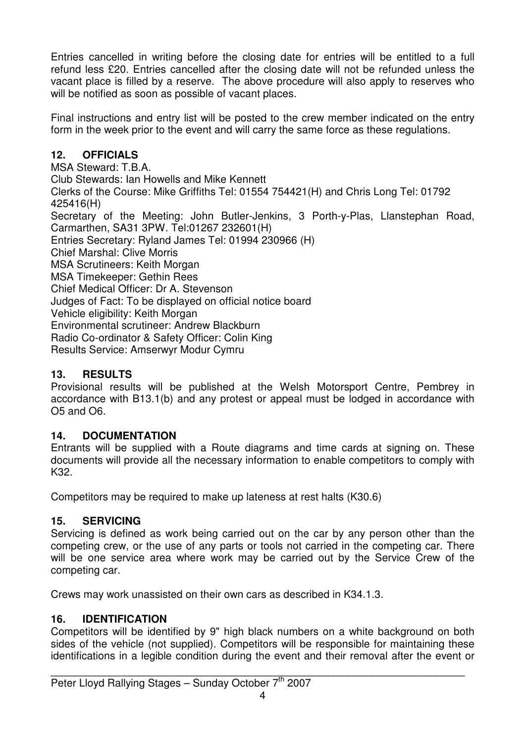Entries cancelled in writing before the closing date for entries will be entitled to a full refund less £20. Entries cancelled after the closing date will not be refunded unless the vacant place is filled by a reserve. The above procedure will also apply to reserves who will be notified as soon as possible of vacant places.

Final instructions and entry list will be posted to the crew member indicated on the entry form in the week prior to the event and will carry the same force as these regulations.

## 12. OFFICIALS

MSA Steward: T.B.A.
Club Stewards: Ian Howells and Mike Kennett
Clerks of the Course: Mike Griffiths Tel: 01554 754421(H) and Chris Long Tel: 01792 425416(H)
Secretary of the Meeting: John Butler-Jenkins, 3 Porth-y-Plas, Llanstephan Road, Carmarthen, SA31 3PW. Tel:01267 232601(H)
Entries Secretary: Ryland James Tel: 01994 230966 (H)
Chief Marshal: Clive Morris
MSA Scrutineers: Keith Morgan
MSA Timekeeper: Gethin Rees
Chief Medical Officer: Dr A. Stevenson
Judges of Fact: To be displayed on official notice board
Vehicle eligibility: Keith Morgan
Environmental scrutineer: Andrew Blackburn
Radio Co-ordinator & Safety Officer: Colin King
Results Service: Amserwyr Modur Cymru

## 13. RESULTS

Provisional results will be published at the Welsh Motorsport Centre, Pembrey in accordance with B13.1(b) and any protest or appeal must be lodged in accordance with O5 and O6.

## 14. DOCUMENTATION

Entrants will be supplied with a Route diagrams and time cards at signing on. These documents will provide all the necessary information to enable competitors to comply with K32.

Competitors may be required to make up lateness at rest halts (K30.6)

## 15. SERVICING

Servicing is defined as work being carried out on the car by any person other than the competing crew, or the use of any parts or tools not carried in the competing car. There will be one service area where work may be carried out by the Service Crew of the competing car.

Crews may work unassisted on their own cars as described in K34.1.3.

## 16. IDENTIFICATION

Competitors will be identified by 9" high black numbers on a white background on both sides of the vehicle (not supplied). Competitors will be responsible for maintaining these identifications in a legible condition during the event and their removal after the event or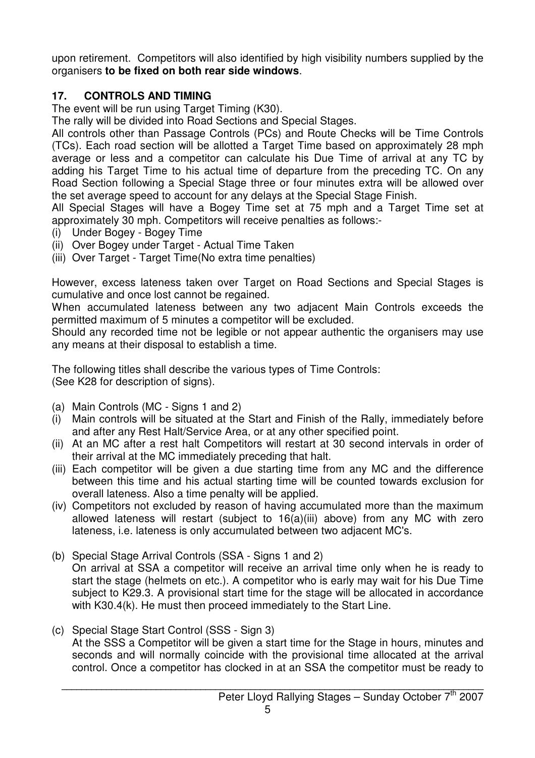upon retirement. Competitors will also identified by high visibility numbers supplied by the organisers **to be fixed on both rear side windows**.

## 17. CONTROLS AND TIMING

The event will be run using Target Timing (K30).

The rally will be divided into Road Sections and Special Stages.

All controls other than Passage Controls (PCs) and Route Checks will be Time Controls (TCs). Each road section will be allotted a Target Time based on approximately 28 mph average or less and a competitor can calculate his Due Time of arrival at any TC by adding his Target Time to his actual time of departure from the preceding TC. On any Road Section following a Special Stage three or four minutes extra will be allowed over the set average speed to account for any delays at the Special Stage Finish.

All Special Stages will have a Bogey Time set at 75 mph and a Target Time set at approximately 30 mph. Competitors will receive penalties as follows:-

(i) Under Bogey - Bogey Time
(ii) Over Bogey under Target - Actual Time Taken
(iii) Over Target - Target Time(No extra time penalties)

However, excess lateness taken over Target on Road Sections and Special Stages is cumulative and once lost cannot be regained.

When accumulated lateness between any two adjacent Main Controls exceeds the permitted maximum of 5 minutes a competitor will be excluded.

Should any recorded time not be legible or not appear authentic the organisers may use any means at their disposal to establish a time.

The following titles shall describe the various types of Time Controls:
(See K28 for description of signs).

(a) Main Controls (MC - Signs 1 and 2)

(i) Main controls will be situated at the Start and Finish of the Rally, immediately before and after any Rest Halt/Service Area, or at any other specified point.
(ii) At an MC after a rest halt Competitors will restart at 30 second intervals in order of their arrival at the MC immediately preceding that halt.
(iii) Each competitor will be given a due starting time from any MC and the difference between this time and his actual starting time will be counted towards exclusion for overall lateness. Also a time penalty will be applied.
(iv) Competitors not excluded by reason of having accumulated more than the maximum allowed lateness will restart (subject to 16(a)(iii) above) from any MC with zero lateness, i.e. lateness is only accumulated between two adjacent MC's.

(b) Special Stage Arrival Controls (SSA - Signs 1 and 2)
On arrival at SSA a competitor will receive an arrival time only when he is ready to start the stage (helmets on etc.). A competitor who is early may wait for his Due Time subject to K29.3. A provisional start time for the stage will be allocated in accordance with K30.4(k). He must then proceed immediately to the Start Line.

(c) Special Stage Start Control (SSS - Sign 3)
At the SSS a Competitor will be given a start time for the Stage in hours, minutes and seconds and will normally coincide with the provisional time allocated at the arrival control. Once a competitor has clocked in at an SSA the competitor must be ready to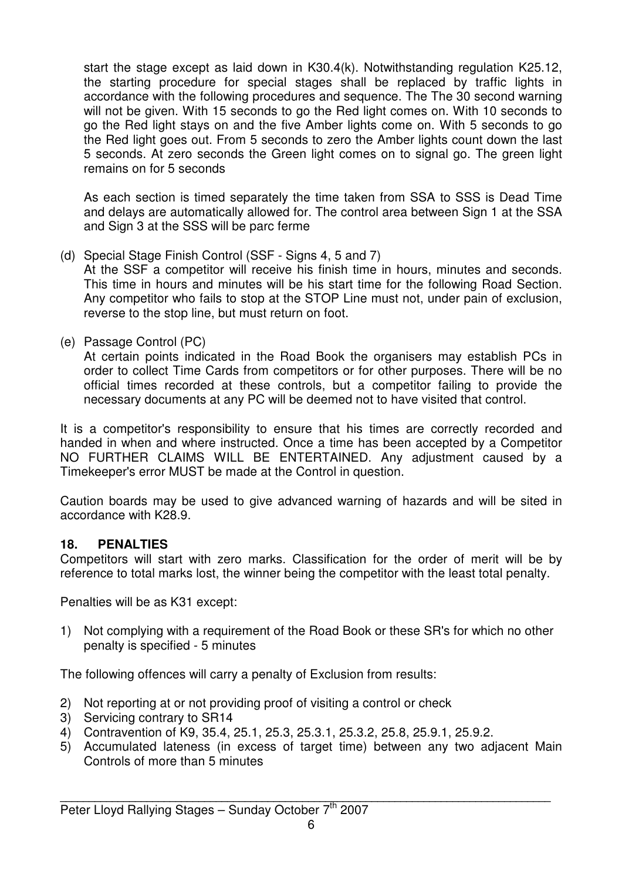start the stage except as laid down in K30.4(k). Notwithstanding regulation K25.12, the starting procedure for special stages shall be replaced by traffic lights in accordance with the following procedures and sequence. The The 30 second warning will not be given. With 15 seconds to go the Red light comes on. With 10 seconds to go the Red light stays on and the five Amber lights come on. With 5 seconds to go the Red light goes out. From 5 seconds to zero the Amber lights count down the last 5 seconds. At zero seconds the Green light comes on to signal go. The green light remains on for 5 seconds

As each section is timed separately the time taken from SSA to SSS is Dead Time and delays are automatically allowed for. The control area between Sign 1 at the SSA and Sign 3 at the SSS will be parc ferme

(d) Special Stage Finish Control (SSF - Signs 4, 5 and 7)
At the SSF a competitor will receive his finish time in hours, minutes and seconds. This time in hours and minutes will be his start time for the following Road Section. Any competitor who fails to stop at the STOP Line must not, under pain of exclusion, reverse to the stop line, but must return on foot.

(e) Passage Control (PC)
At certain points indicated in the Road Book the organisers may establish PCs in order to collect Time Cards from competitors or for other purposes. There will be no official times recorded at these controls, but a competitor failing to provide the necessary documents at any PC will be deemed not to have visited that control.

It is a competitor's responsibility to ensure that his times are correctly recorded and handed in when and where instructed. Once a time has been accepted by a Competitor NO FURTHER CLAIMS WILL BE ENTERTAINED. Any adjustment caused by a Timekeeper's error MUST be made at the Control in question.

Caution boards may be used to give advanced warning of hazards and will be sited in accordance with K28.9.

## 18. PENALTIES

Competitors will start with zero marks. Classification for the order of merit will be by reference to total marks lost, the winner being the competitor with the least total penalty.

Penalties will be as K31 except:

1) Not complying with a requirement of the Road Book or these SR's for which no other penalty is specified - 5 minutes

The following offences will carry a penalty of Exclusion from results:

2) Not reporting at or not providing proof of visiting a control or check
3) Servicing contrary to SR14
4) Contravention of K9, 35.4, 25.1, 25.3, 25.3.1, 25.3.2, 25.8, 25.9.1, 25.9.2.
5) Accumulated lateness (in excess of target time) between any two adjacent Main Controls of more than 5 minutes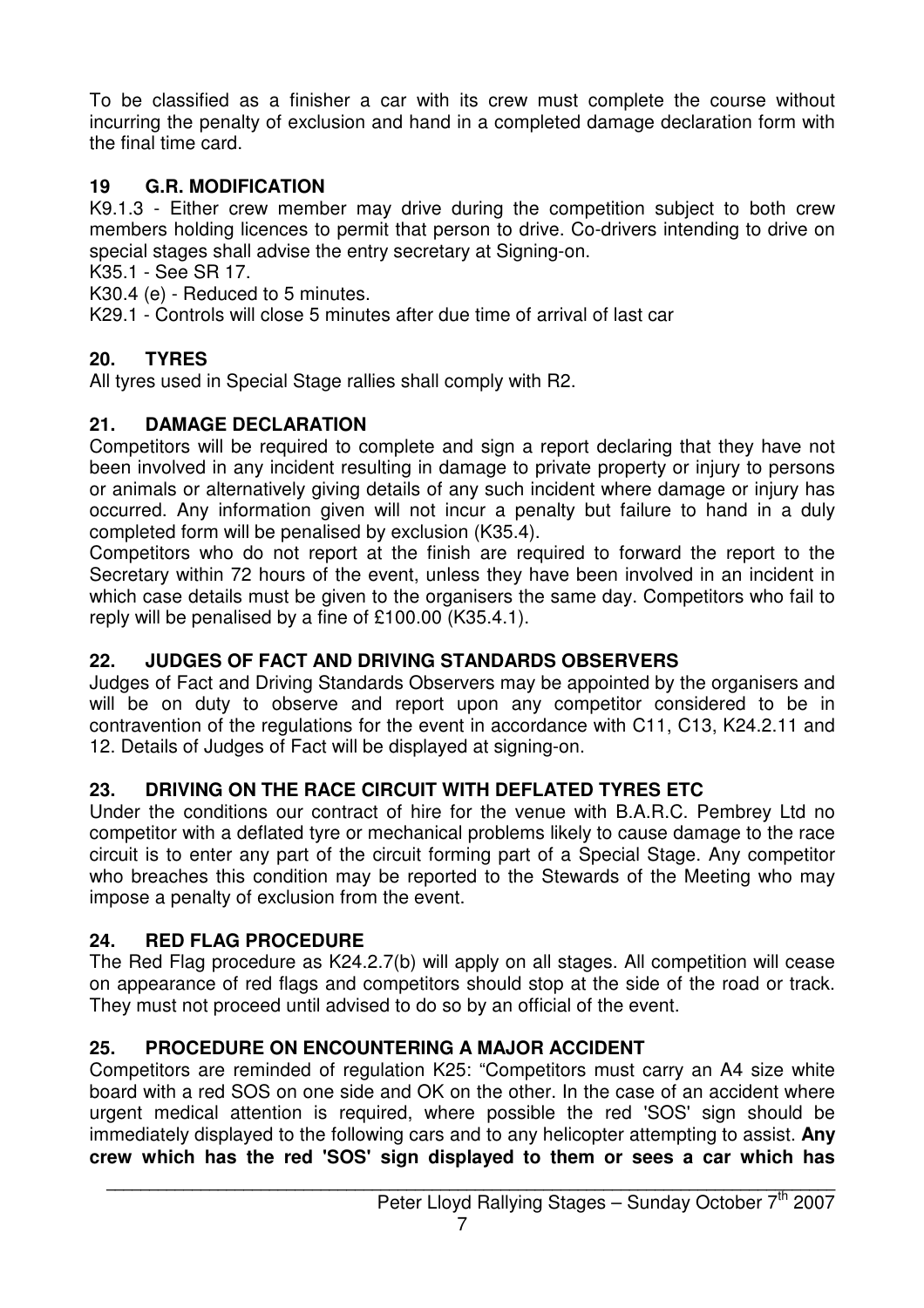To be classified as a finisher a car with its crew must complete the course without incurring the penalty of exclusion and hand in a completed damage declaration form with the final time card.

## 19 G.R. MODIFICATION

K9.1.3 - Either crew member may drive during the competition subject to both crew members holding licences to permit that person to drive. Co-drivers intending to drive on special stages shall advise the entry secretary at Signing-on.

K35.1 - See SR 17.

K30.4 (e) - Reduced to 5 minutes.

K29.1 - Controls will close 5 minutes after due time of arrival of last car

## 20. TYRES

All tyres used in Special Stage rallies shall comply with R2.

## 21. DAMAGE DECLARATION

Competitors will be required to complete and sign a report declaring that they have not been involved in any incident resulting in damage to private property or injury to persons or animals or alternatively giving details of any such incident where damage or injury has occurred. Any information given will not incur a penalty but failure to hand in a duly completed form will be penalised by exclusion (K35.4).

Competitors who do not report at the finish are required to forward the report to the Secretary within 72 hours of the event, unless they have been involved in an incident in which case details must be given to the organisers the same day. Competitors who fail to reply will be penalised by a fine of £100.00 (K35.4.1).

## 22. JUDGES OF FACT AND DRIVING STANDARDS OBSERVERS

Judges of Fact and Driving Standards Observers may be appointed by the organisers and will be on duty to observe and report upon any competitor considered to be in contravention of the regulations for the event in accordance with C11, C13, K24.2.11 and 12. Details of Judges of Fact will be displayed at signing-on.

## 23. DRIVING ON THE RACE CIRCUIT WITH DEFLATED TYRES ETC

Under the conditions our contract of hire for the venue with B.A.R.C. Pembrey Ltd no competitor with a deflated tyre or mechanical problems likely to cause damage to the race circuit is to enter any part of the circuit forming part of a Special Stage. Any competitor who breaches this condition may be reported to the Stewards of the Meeting who may impose a penalty of exclusion from the event.

## 24. RED FLAG PROCEDURE

The Red Flag procedure as K24.2.7(b) will apply on all stages. All competition will cease on appearance of red flags and competitors should stop at the side of the road or track. They must not proceed until advised to do so by an official of the event.

## 25. PROCEDURE ON ENCOUNTERING A MAJOR ACCIDENT

Competitors are reminded of regulation K25: "Competitors must carry an A4 size white board with a red SOS on one side and OK on the other. In the case of an accident where urgent medical attention is required, where possible the red 'SOS' sign should be immediately displayed to the following cars and to any helicopter attempting to assist. **Any crew which has the red 'SOS' sign displayed to them or sees a car which has**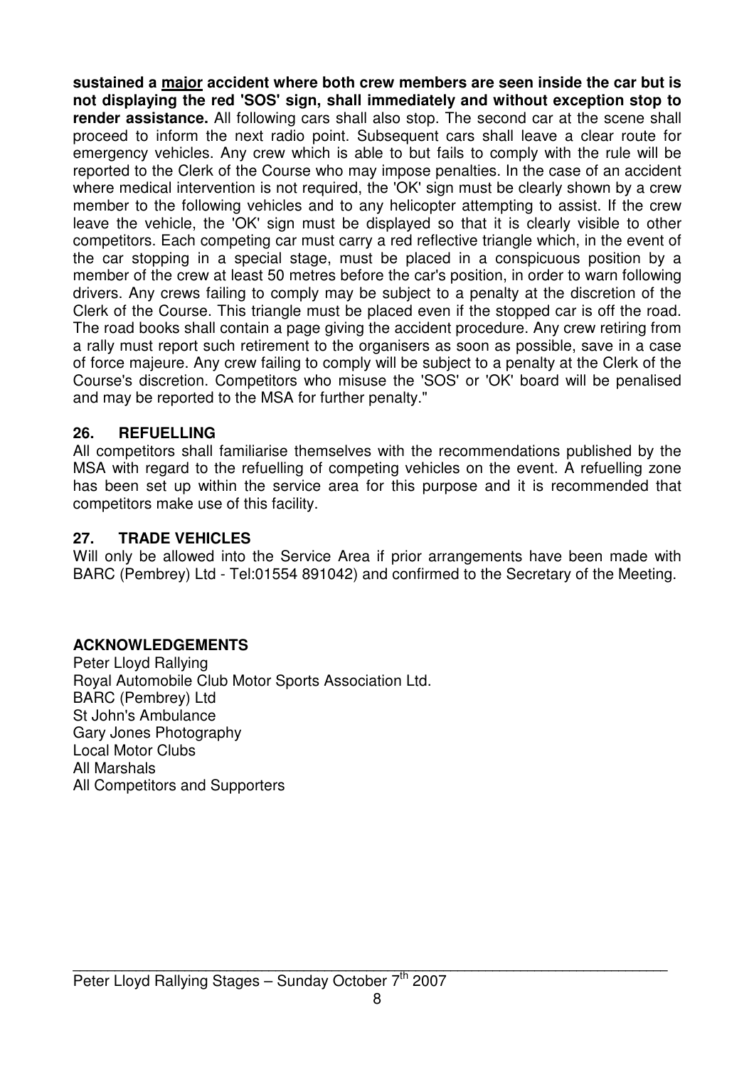**sustained a <u>major</u> accident where both crew members are seen inside the car but is not displaying the red 'SOS' sign, shall immediately and without exception stop to render assistance.** All following cars shall also stop. The second car at the scene shall proceed to inform the next radio point. Subsequent cars shall leave a clear route for emergency vehicles. Any crew which is able to but fails to comply with the rule will be reported to the Clerk of the Course who may impose penalties. In the case of an accident where medical intervention is not required, the 'OK' sign must be clearly shown by a crew member to the following vehicles and to any helicopter attempting to assist. If the crew leave the vehicle, the 'OK' sign must be displayed so that it is clearly visible to other competitors. Each competing car must carry a red reflective triangle which, in the event of the car stopping in a special stage, must be placed in a conspicuous position by a member of the crew at least 50 metres before the car's position, in order to warn following drivers. Any crews failing to comply may be subject to a penalty at the discretion of the Clerk of the Course. This triangle must be placed even if the stopped car is off the road. The road books shall contain a page giving the accident procedure. Any crew retiring from a rally must report such retirement to the organisers as soon as possible, save in a case of force majeure. Any crew failing to comply will be subject to a penalty at the Clerk of the Course's discretion. Competitors who misuse the 'SOS' or 'OK' board will be penalised and may be reported to the MSA for further penalty."

## 26. REFUELLING

All competitors shall familiarise themselves with the recommendations published by the MSA with regard to the refuelling of competing vehicles on the event. A refuelling zone has been set up within the service area for this purpose and it is recommended that competitors make use of this facility.

## 27. TRADE VEHICLES

Will only be allowed into the Service Area if prior arrangements have been made with BARC (Pembrey) Ltd - Tel:01554 891042) and confirmed to the Secretary of the Meeting.

## ACKNOWLEDGEMENTS

Peter Lloyd Rallying
Royal Automobile Club Motor Sports Association Ltd.
BARC (Pembrey) Ltd
St John's Ambulance
Gary Jones Photography
Local Motor Clubs
All Marshals
All Competitors and Supporters